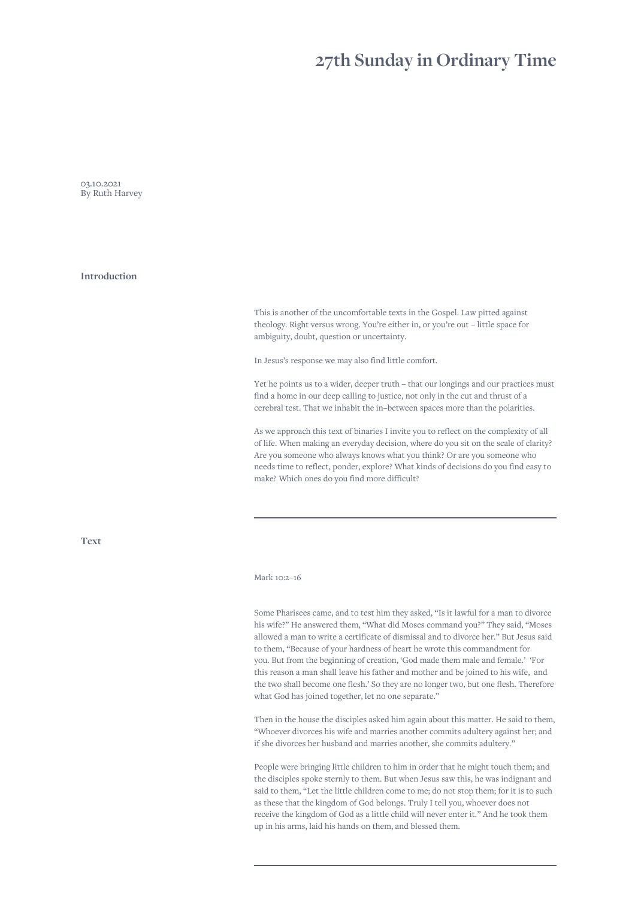# 27th Sunday in Ordinary Time

03.10.2021
By Ruth Harvey

## Introduction

This is another of the uncomfortable texts in the Gospel. Law pitted against theology. Right versus wrong. You're either in, or you're out – little space for ambiguity, doubt, question or uncertainty.

In Jesus's response we may also find little comfort.

Yet he points us to a wider, deeper truth – that our longings and our practices must find a home in our deep calling to justice, not only in the cut and thrust of a cerebral test. That we inhabit the in–between spaces more than the polarities.

As we approach this text of binaries I invite you to reflect on the complexity of all of life. When making an everyday decision, where do you sit on the scale of clarity? Are you someone who always knows what you think? Or are you someone who needs time to reflect, ponder, explore? What kinds of decisions do you find easy to make? Which ones do you find more difficult?

---

## Text

Mark 10:2–16

Some Pharisees came, and to test him they asked, "Is it lawful for a man to divorce his wife?" He answered them, "What did Moses command you?" They said, "Moses allowed a man to write a certificate of dismissal and to divorce her." But Jesus said to them, "Because of your hardness of heart he wrote this commandment for you. But from the beginning of creation, 'God made them male and female.' 'For this reason a man shall leave his father and mother and be joined to his wife, and the two shall become one flesh.' So they are no longer two, but one flesh. Therefore what God has joined together, let no one separate."

Then in the house the disciples asked him again about this matter. He said to them, "Whoever divorces his wife and marries another commits adultery against her; and if she divorces her husband and marries another, she commits adultery."

People were bringing little children to him in order that he might touch them; and the disciples spoke sternly to them. But when Jesus saw this, he was indignant and said to them, "Let the little children come to me; do not stop them; for it is to such as these that the kingdom of God belongs. Truly I tell you, whoever does not receive the kingdom of God as a little child will never enter it." And he took them up in his arms, laid his hands on them, and blessed them.

---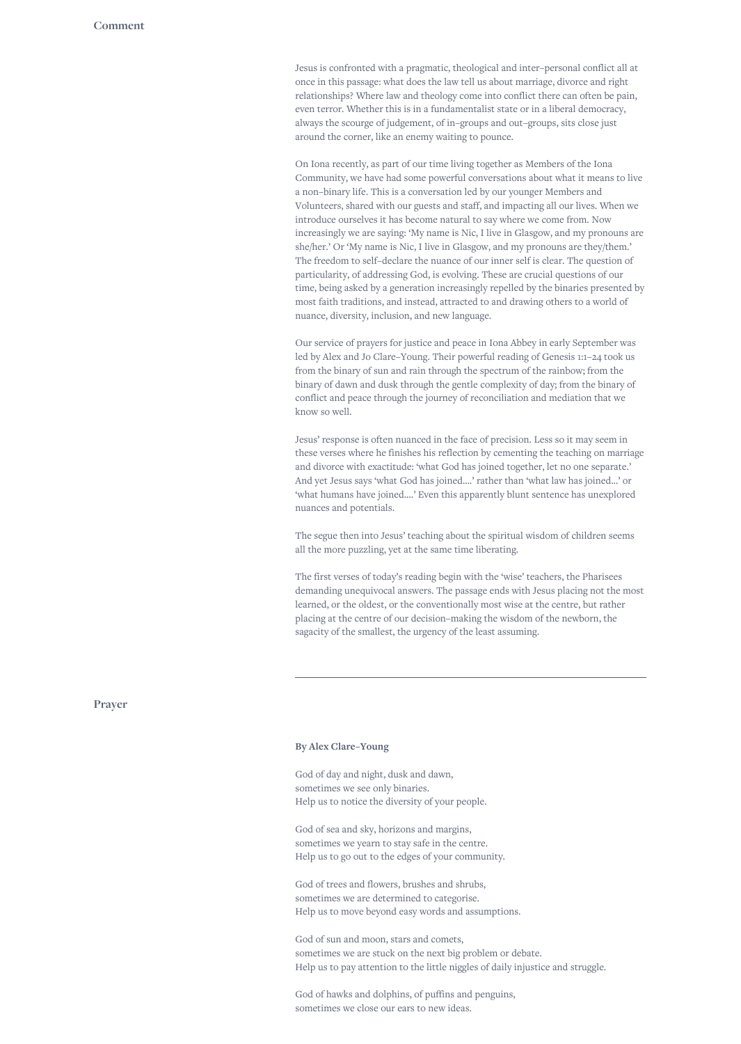## Comment

Jesus is confronted with a pragmatic, theological and inter–personal conflict all at once in this passage: what does the law tell us about marriage, divorce and right relationships? Where law and theology come into conflict there can often be pain, even terror. Whether this is in a fundamentalist state or in a liberal democracy, always the scourge of judgement, of in–groups and out–groups, sits close just around the corner, like an enemy waiting to pounce.

On Iona recently, as part of our time living together as Members of the Iona Community, we have had some powerful conversations about what it means to live a non–binary life. This is a conversation led by our younger Members and Volunteers, shared with our guests and staff, and impacting all our lives. When we introduce ourselves it has become natural to say where we come from. Now increasingly we are saying: 'My name is Nic, I live in Glasgow, and my pronouns are she/her.' Or 'My name is Nic, I live in Glasgow, and my pronouns are they/them.' The freedom to self–declare the nuance of our inner self is clear. The question of particularity, of addressing God, is evolving. These are crucial questions of our time, being asked by a generation increasingly repelled by the binaries presented by most faith traditions, and instead, attracted to and drawing others to a world of nuance, diversity, inclusion, and new language.

Our service of prayers for justice and peace in Iona Abbey in early September was led by Alex and Jo Clare–Young. Their powerful reading of Genesis 1:1–24 took us from the binary of sun and rain through the spectrum of the rainbow; from the binary of dawn and dusk through the gentle complexity of day; from the binary of conflict and peace through the journey of reconciliation and mediation that we know so well.

Jesus' response is often nuanced in the face of precision. Less so it may seem in these verses where he finishes his reflection by cementing the teaching on marriage and divorce with exactitude: 'what God has joined together, let no one separate.' And yet Jesus says 'what God has joined….' rather than 'what law has joined…' or 'what humans have joined….' Even this apparently blunt sentence has unexplored nuances and potentials.

The segue then into Jesus' teaching about the spiritual wisdom of children seems all the more puzzling, yet at the same time liberating.

The first verses of today's reading begin with the 'wise' teachers, the Pharisees demanding unequivocal answers. The passage ends with Jesus placing not the most learned, or the oldest, or the conventionally most wise at the centre, but rather placing at the centre of our decision–making the wisdom of the newborn, the sagacity of the smallest, the urgency of the least assuming.

---

## Prayer

**By Alex Clare–Young**

God of day and night, dusk and dawn,
sometimes we see only binaries.
Help us to notice the diversity of your people.

God of sea and sky, horizons and margins,
sometimes we yearn to stay safe in the centre.
Help us to go out to the edges of your community.

God of trees and flowers, brushes and shrubs,
sometimes we are determined to categorise.
Help us to move beyond easy words and assumptions.

God of sun and moon, stars and comets,
sometimes we are stuck on the next big problem or debate.
Help us to pay attention to the little niggles of daily injustice and struggle.

God of hawks and dolphins, of puffins and penguins,
sometimes we close our ears to new ideas.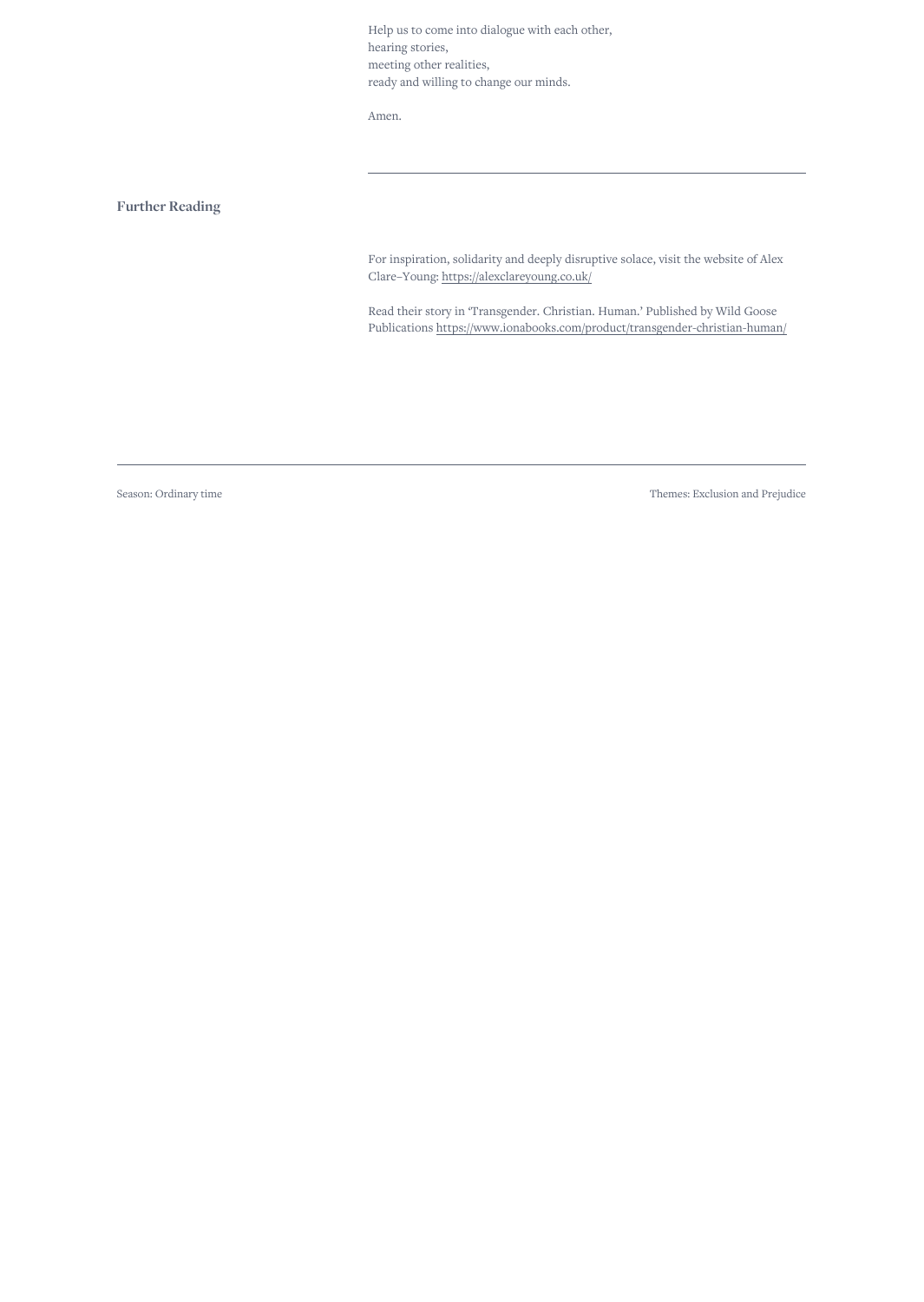Help us to come into dialogue with each other,
hearing stories,
meeting other realities,
ready and willing to change our minds.

Amen.

---

## Further Reading

For inspiration, solidarity and deeply disruptive solace, visit the website of Alex Clare-Young: https://alexclareyoung.co.uk/

Read their story in 'Transgender. Christian. Human.' Published by Wild Goose Publications https://www.ionabooks.com/product/transgender-christian-human/

---

Season: Ordinary time

Themes: Exclusion and Prejudice